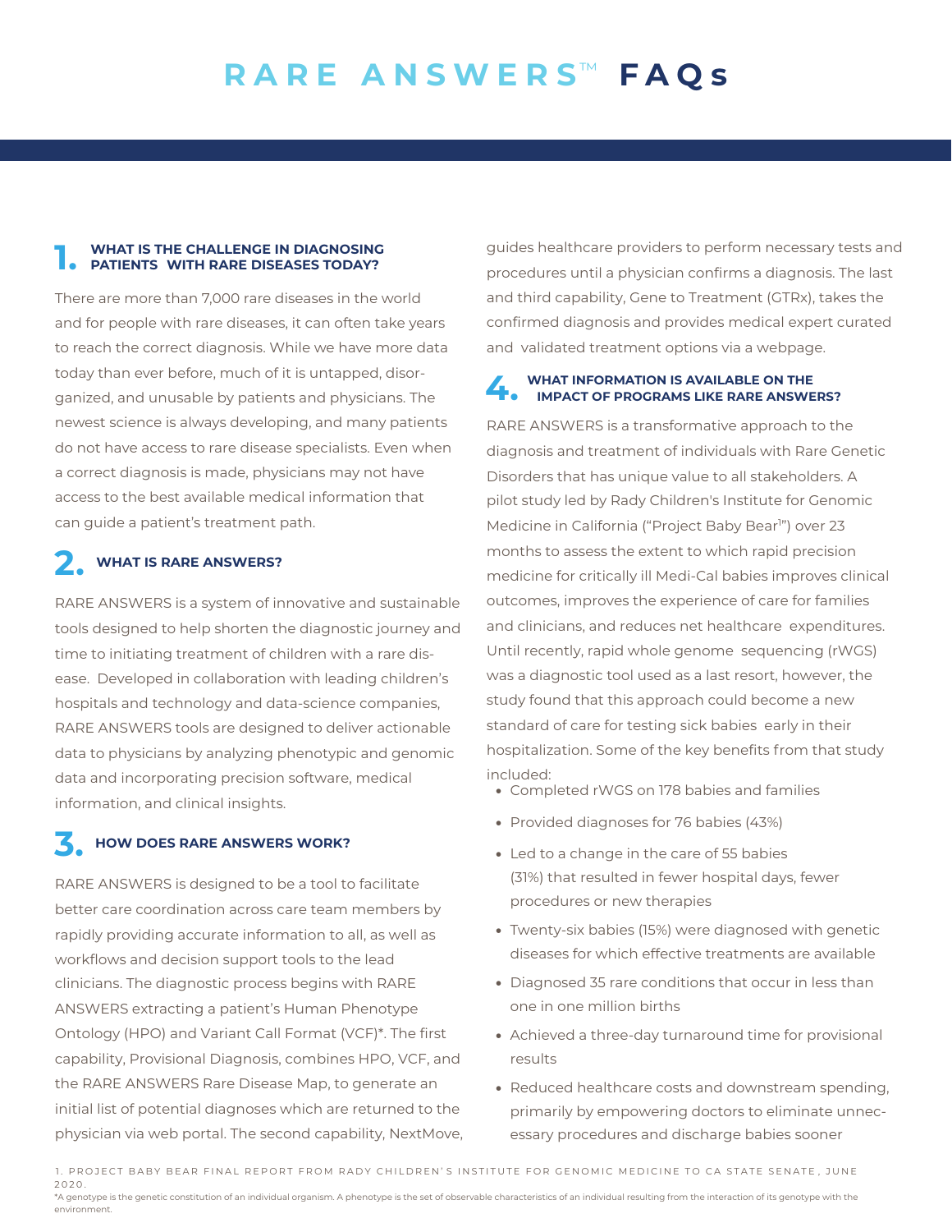# RARE ANSWERS™ FAQs

## 1. WHAT IS THE CHALLENGE IN DIAGNOSING PATIENTS WITH RARE DISEASES TODAY?

There are more than 7,000 rare diseases in the world and for people with rare diseases, it can often take years to reach the correct diagnosis. While we have more data today than ever before, much of it is untapped, disorganized, and unusable by patients and physicians. The newest science is always developing, and many patients do not have access to rare disease specialists. Even when a correct diagnosis is made, physicians may not have access to the best available medical information that can guide a patient's treatment path.

## 2. WHAT IS RARE ANSWERS?

RARE ANSWERS is a system of innovative and sustainable tools designed to help shorten the diagnostic journey and time to initiating treatment of children with a rare disease. Developed in collaboration with leading children's hospitals and technology and data-science companies, RARE ANSWERS tools are designed to deliver actionable data to physicians by analyzing phenotypic and genomic data and incorporating precision software, medical information, and clinical insights.

## 3. HOW DOES RARE ANSWERS WORK?

RARE ANSWERS is designed to be a tool to facilitate better care coordination across care team members by rapidly providing accurate information to all, as well as workflows and decision support tools to the lead clinicians. The diagnostic process begins with RARE ANSWERS extracting a patient's Human Phenotype Ontology (HPO) and Variant Call Format (VCF)*. The first capability, Provisional Diagnosis, combines HPO, VCF, and the RARE ANSWERS Rare Disease Map, to generate an initial list of potential diagnoses which are returned to the physician via web portal. The second capability, NextMove, guides healthcare providers to perform necessary tests and procedures until a physician confirms a diagnosis. The last and third capability, Gene to Treatment (GTRx), takes the confirmed diagnosis and provides medical expert curated and validated treatment options via a webpage.

## 4. WHAT INFORMATION IS AVAILABLE ON THE IMPACT OF PROGRAMS LIKE RARE ANSWERS?

RARE ANSWERS is a transformative approach to the diagnosis and treatment of individuals with Rare Genetic Disorders that has unique value to all stakeholders. A pilot study led by Rady Children's Institute for Genomic Medicine in California ("Project Baby Bear[1]") over 23 months to assess the extent to which rapid precision medicine for critically ill Medi-Cal babies improves clinical outcomes, improves the experience of care for families and clinicians, and reduces net healthcare expenditures. Until recently, rapid whole genome sequencing (rWGS) was a diagnostic tool used as a last resort, however, the study found that this approach could become a new standard of care for testing sick babies early in their hospitalization. Some of the key benefits from that study included:

- Completed rWGS on 178 babies and families
- Provided diagnoses for 76 babies (43%)
- Led to a change in the care of 55 babies (31%) that resulted in fewer hospital days, fewer procedures or new therapies
- Twenty-six babies (15%) were diagnosed with genetic diseases for which effective treatments are available
- Diagnosed 35 rare conditions that occur in less than one in one million births
- Achieved a three-day turnaround time for provisional results
- Reduced healthcare costs and downstream spending, primarily by empowering doctors to eliminate unnecessary procedures and discharge babies sooner

1. PROJECT BABY BEAR FINAL REPORT FROM RADY CHILDREN'S INSTITUTE FOR GENOMIC MEDICINE TO CA STATE SENATE, JUNE 2020.

*A genotype is the genetic constitution of an individual organism. A phenotype is the set of observable characteristics of an individual resulting from the interaction of its genotype with the environment.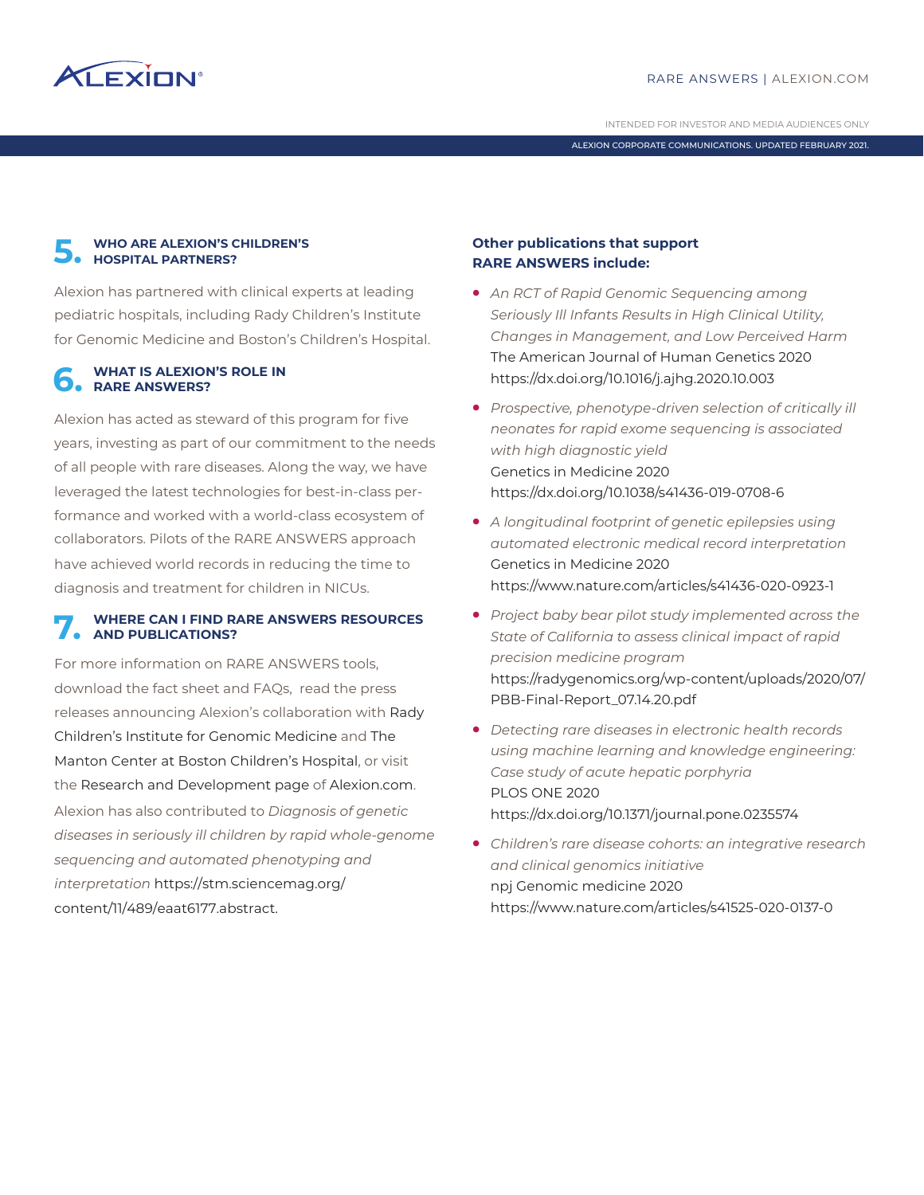## 5. WHO ARE ALEXION'S CHILDREN'S HOSPITAL PARTNERS?

Alexion has partnered with clinical experts at leading pediatric hospitals, including Rady Children's Institute for Genomic Medicine and Boston's Children's Hospital.

## 6. WHAT IS ALEXION'S ROLE IN RARE ANSWERS?

Alexion has acted as steward of this program for five years, investing as part of our commitment to the needs of all people with rare diseases. Along the way, we have leveraged the latest technologies for best-in-class performance and worked with a world-class ecosystem of collaborators. Pilots of the RARE ANSWERS approach have achieved world records in reducing the time to diagnosis and treatment for children in NICUs.

## 7. WHERE CAN I FIND RARE ANSWERS RESOURCES AND PUBLICATIONS?

For more information on RARE ANSWERS tools, download the fact sheet and FAQs, read the press releases announcing Alexion's collaboration with Rady Children's Institute for Genomic Medicine and The Manton Center at Boston Children's Hospital, or visit the Research and Development page of Alexion.com.

Alexion has also contributed to *Diagnosis of genetic diseases in seriously ill children by rapid whole-genome sequencing and automated phenotyping and interpretation* https://stm.sciencemag.org/content/11/489/eaat6177.abstract.

**Other publications that support RARE ANSWERS include:**

- *An RCT of Rapid Genomic Sequencing among Seriously Ill Infants Results in High Clinical Utility, Changes in Management, and Low Perceived Harm*
  The American Journal of Human Genetics 2020
  https://dx.doi.org/10.1016/j.ajhg.2020.10.003
- *Prospective, phenotype-driven selection of critically ill neonates for rapid exome sequencing is associated with high diagnostic yield*
  Genetics in Medicine 2020
  https://dx.doi.org/10.1038/s41436-019-0708-6
- *A longitudinal footprint of genetic epilepsies using automated electronic medical record interpretation*
  Genetics in Medicine 2020
  https://www.nature.com/articles/s41436-020-0923-1
- *Project baby bear pilot study implemented across the State of California to assess clinical impact of rapid precision medicine program*
  https://radygenomics.org/wp-content/uploads/2020/07/PBB-Final-Report_07.14.20.pdf
- *Detecting rare diseases in electronic health records using machine learning and knowledge engineering: Case study of acute hepatic porphyria*
  PLOS ONE 2020
  https://dx.doi.org/10.1371/journal.pone.0235574
- *Children's rare disease cohorts: an integrative research and clinical genomics initiative*
  npj Genomic medicine 2020
  https://www.nature.com/articles/s41525-020-0137-0